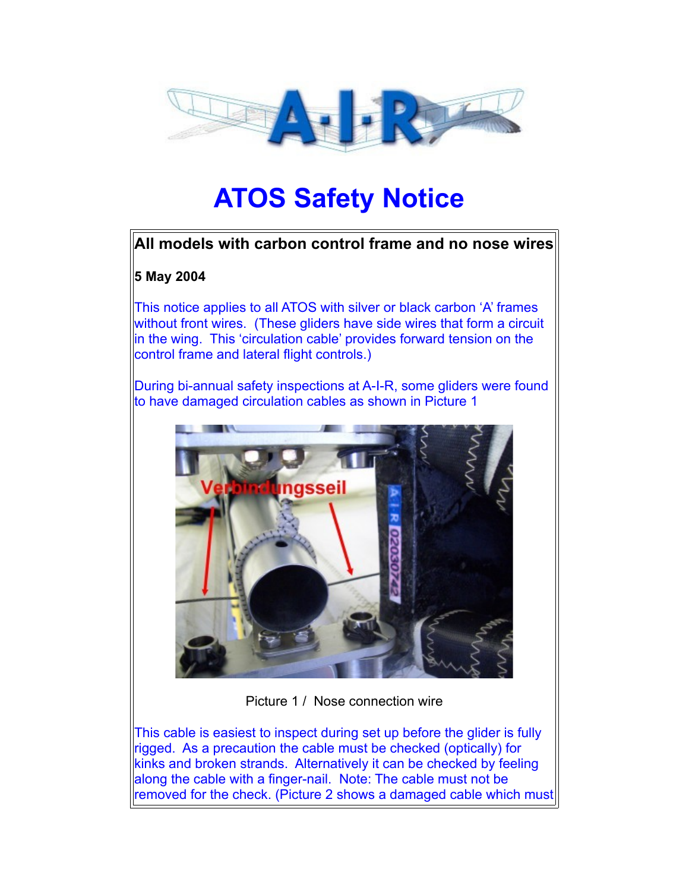# ATOS Safety Notice

**All models with carbon control frame and no nose wires**

**5 May 2004**

This notice applies to all ATOS with silver or black carbon 'A' frames without front wires. (These gliders have side wires that form a circuit in the wing. This 'circulation cable' provides forward tension on the control frame and lateral flight controls.)

During bi-annual safety inspections at A-I-R, some gliders were found to have damaged circulation cables as shown in Picture 1

Picture 1 / Nose connection wire

This cable is easiest to inspect during set up before the glider is fully rigged. As a precaution the cable must be checked (optically) for kinks and broken strands. Alternatively it can be checked by feeling along the cable with a finger-nail. Note: The cable must not be removed for the check. (Picture 2 shows a damaged cable which must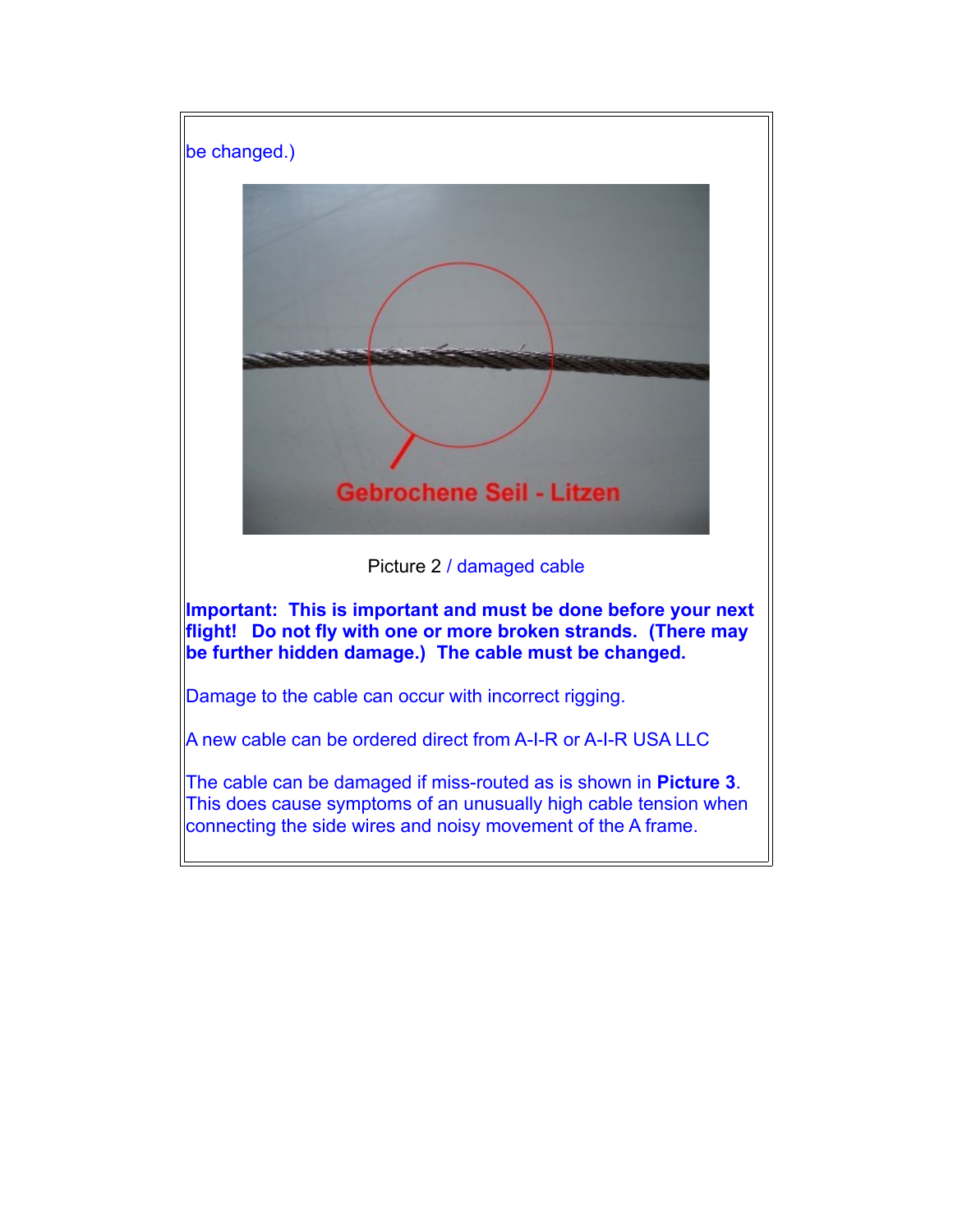be changed.)

Picture 2 / damaged cable

**Important: This is important and must be done before your next flight! Do not fly with one or more broken strands. (There may be further hidden damage.) The cable must be changed.**

Damage to the cable can occur with incorrect rigging.

A new cable can be ordered direct from A-I-R or A-I-R USA LLC

The cable can be damaged if miss-routed as is shown in **Picture 3**. This does cause symptoms of an unusually high cable tension when connecting the side wires and noisy movement of the A frame.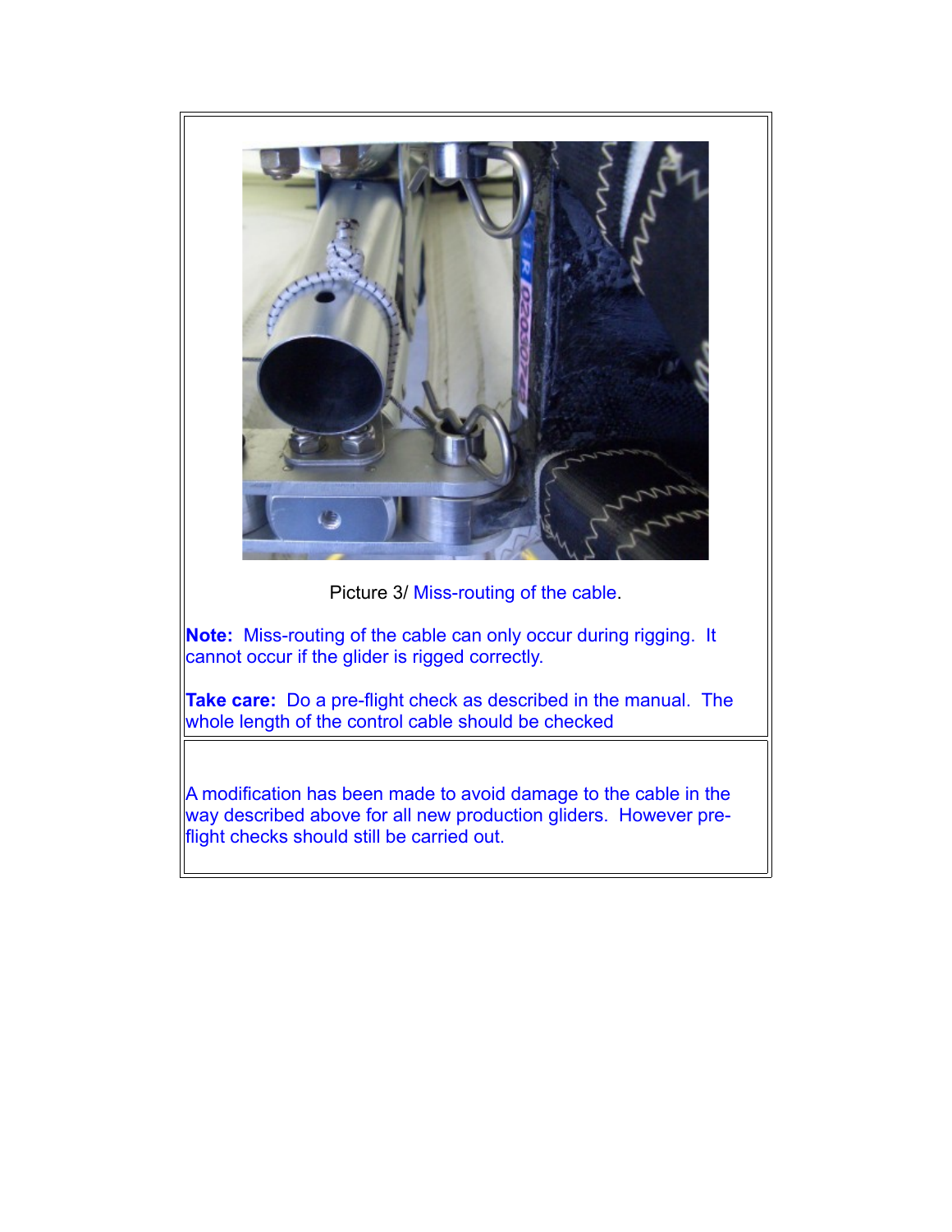Picture 3/ Miss-routing of the cable.

**Note:** Miss-routing of the cable can only occur during rigging. It cannot occur if the glider is rigged correctly.

**Take care:** Do a pre-flight check as described in the manual. The whole length of the control cable should be checked

A modification has been made to avoid damage to the cable in the way described above for all new production gliders. However pre-flight checks should still be carried out.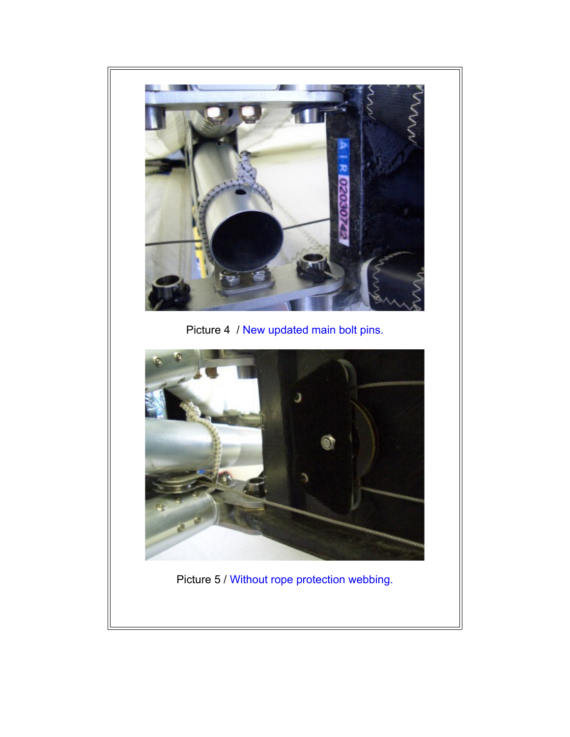Picture 4 / New updated main bolt pins.

Picture 5 / Without rope protection webbing.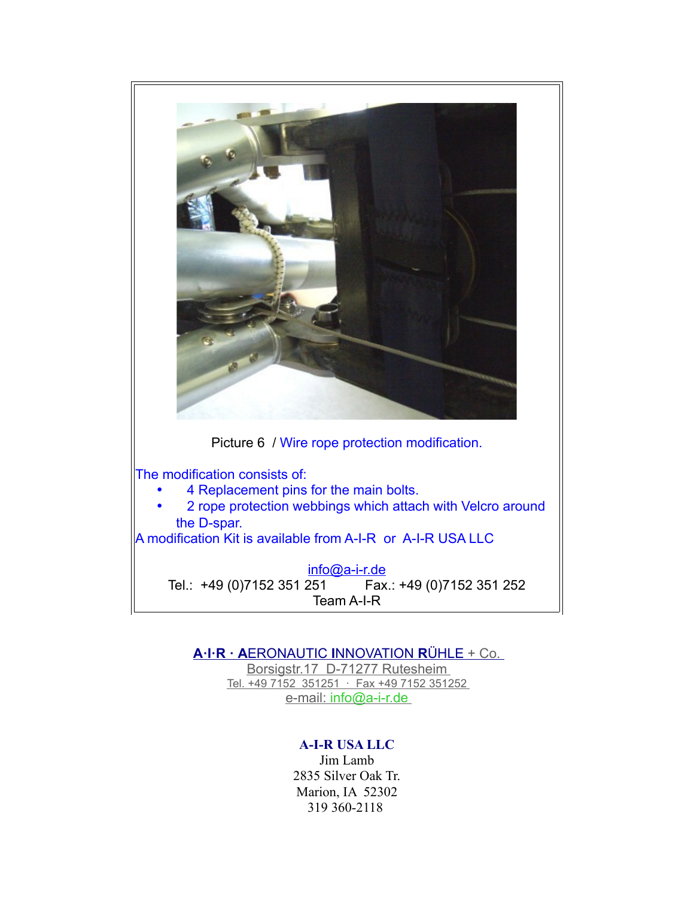Picture 6 / Wire rope protection modification.

The modification consists of:

- 4 Replacement pins for the main bolts.
- 2 rope protection webbings which attach with Velcro around the D-spar.

A modification Kit is available from A-I-R or A-I-R USA LLC

info@a-i-r.de

Tel.: +49 (0)7152 351 251 Fax.: +49 (0)7152 351 252

Team A-I-R

**A·I·R · AERONAUTIC INNOVATION RÜHLE** + Co.

Borsigstr.17 D-71277 Rutesheim

Tel. +49 7152 351251 · Fax +49 7152 351252

e-mail: info@a-i-r.de

**A-I-R USA LLC**

Jim Lamb

2835 Silver Oak Tr.

Marion, IA 52302

319 360-2118